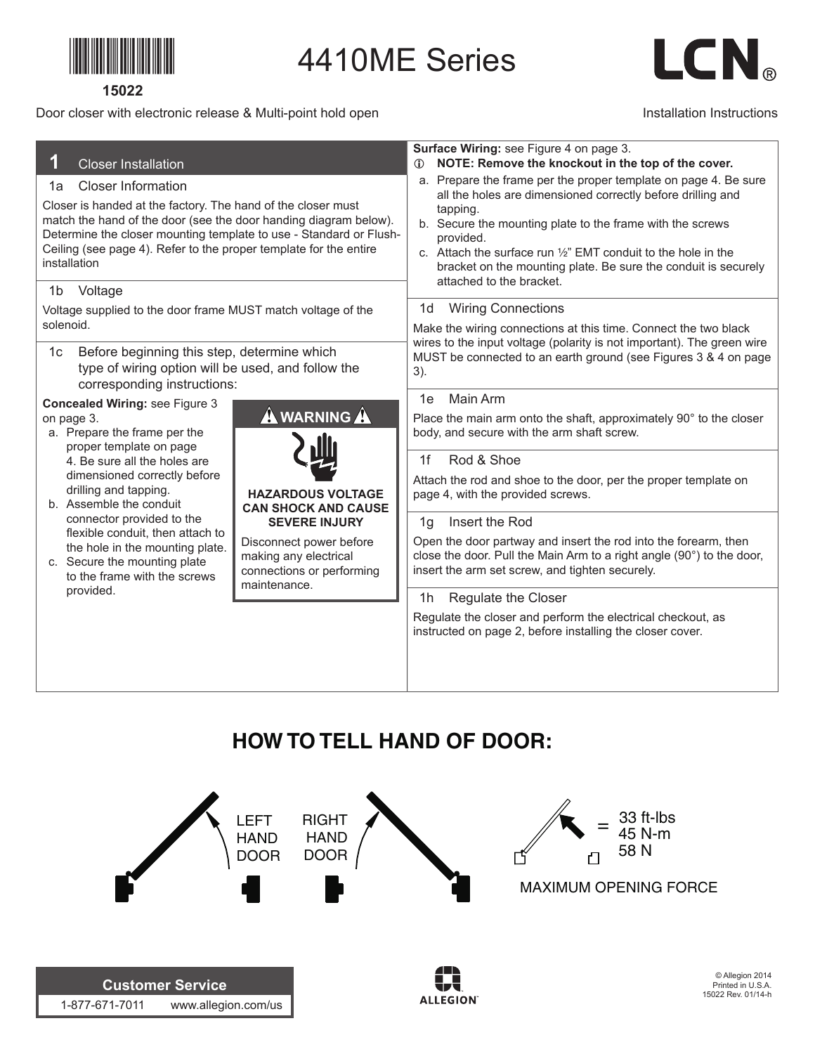15022

# 4410ME Series

LCN®

Door closer with electronic release & Multi-point hold open

Installation Instructions

## 1 Closer Installation

### 1a Closer Information

Closer is handed at the factory. The hand of the closer must match the hand of the door (see the door handing diagram below). Determine the closer mounting template to use - Standard or Flush-Ceiling (see page 4). Refer to the proper template for the entire installation

### 1b Voltage

Voltage supplied to the door frame MUST match voltage of the solenoid.

### 1c Before beginning this step, determine which type of wiring option will be used, and follow the corresponding instructions:

**Concealed Wiring:** see Figure 3 on page 3.

a. Prepare the frame per the proper template on page 4. Be sure all the holes are dimensioned correctly before drilling and tapping.
b. Assemble the conduit connector provided to the flexible conduit, then attach to the hole in the mounting plate.
c. Secure the mounting plate to the frame with the screws provided.

> **⚠ WARNING ⚠**
>
> **HAZARDOUS VOLTAGE CAN SHOCK AND CAUSE SEVERE INJURY**
>
> Disconnect power before making any electrical connections or performing maintenance.

**Surface Wiring:** see Figure 4 on page 3.

ⓘ **NOTE: Remove the knockout in the top of the cover.**

a. Prepare the frame per the proper template on page 4. Be sure all the holes are dimensioned correctly before drilling and tapping.
b. Secure the mounting plate to the frame with the screws provided.
c. Attach the surface run ½" EMT conduit to the hole in the bracket on the mounting plate. Be sure the conduit is securely attached to the bracket.

### 1d Wiring Connections

Make the wiring connections at this time. Connect the two black wires to the input voltage (polarity is not important). The green wire MUST be connected to an earth ground (see Figures 3 & 4 on page 3).

### 1e Main Arm

Place the main arm onto the shaft, approximately 90° to the closer body, and secure with the arm shaft screw.

### 1f Rod & Shoe

Attach the rod and shoe to the door, per the proper template on page 4, with the provided screws.

### 1g Insert the Rod

Open the door partway and insert the rod into the forearm, then close the door. Pull the Main Arm to a right angle (90°) to the door, insert the arm set screw, and tighten securely.

### 1h Regulate the Closer

Regulate the closer and perform the electrical checkout, as instructed on page 2, before installing the closer cover.

## HOW TO TELL HAND OF DOOR:

LEFT HAND DOOR

RIGHT HAND DOOR

= 33 ft-lbs
45 N-m
58 N

MAXIMUM OPENING FORCE

| Customer Service | |
|---|---|
| 1-877-671-7011 | www.allegion.com/us |

ALLEGION

© Allegion 2014
Printed in U.S.A.
15022 Rev. 01/14-h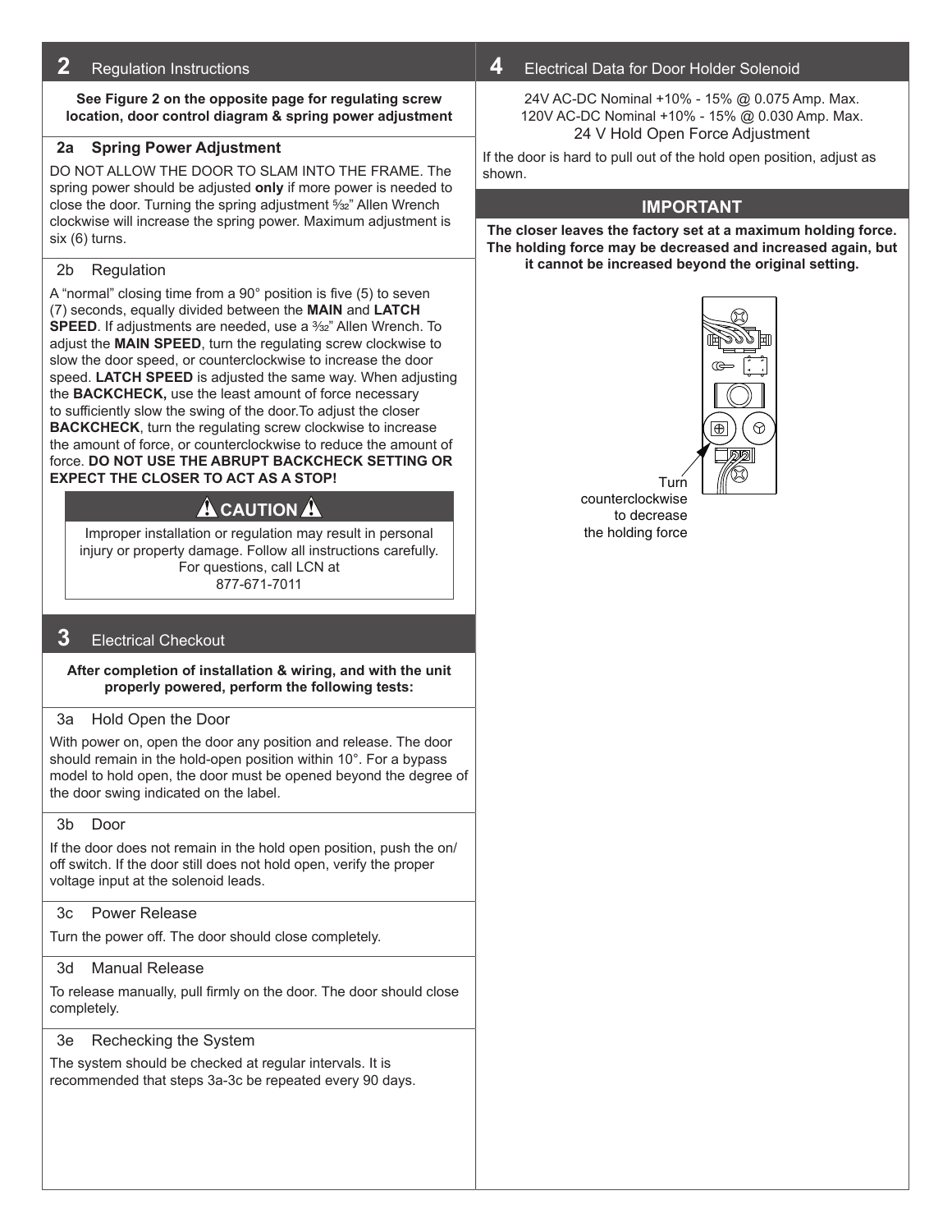## 2 Regulation Instructions

**See Figure 2 on the opposite page for regulating screw location, door control diagram & spring power adjustment**

### 2a Spring Power Adjustment

DO NOT ALLOW THE DOOR TO SLAM INTO THE FRAME. The spring power should be adjusted **only** if more power is needed to close the door. Turning the spring adjustment 5⁄32" Allen Wrench clockwise will increase the spring power. Maximum adjustment is six (6) turns.

### 2b Regulation

A "normal" closing time from a 90° position is five (5) to seven (7) seconds, equally divided between the **MAIN** and **LATCH SPEED**. If adjustments are needed, use a 3⁄32" Allen Wrench. To adjust the **MAIN SPEED**, turn the regulating screw clockwise to slow the door speed, or counterclockwise to increase the door speed. **LATCH SPEED** is adjusted the same way. When adjusting the **BACKCHECK,** use the least amount of force necessary to sufficiently slow the swing of the door.To adjust the closer **BACKCHECK**, turn the regulating screw clockwise to increase the amount of force, or counterclockwise to reduce the amount of force. **DO NOT USE THE ABRUPT BACKCHECK SETTING OR EXPECT THE CLOSER TO ACT AS A STOP!**

**⚠ CAUTION ⚠**

Improper installation or regulation may result in personal injury or property damage. Follow all instructions carefully. For questions, call LCN at 877-671-7011

## 3 Electrical Checkout

**After completion of installation & wiring, and with the unit properly powered, perform the following tests:**

### 3a Hold Open the Door

With power on, open the door any position and release. The door should remain in the hold-open position within 10°. For a bypass model to hold open, the door must be opened beyond the degree of the door swing indicated on the label.

### 3b Door

If the door does not remain in the hold open position, push the on/off switch. If the door still does not hold open, verify the proper voltage input at the solenoid leads.

### 3c Power Release

Turn the power off. The door should close completely.

### 3d Manual Release

To release manually, pull firmly on the door. The door should close completely.

### 3e Rechecking the System

The system should be checked at regular intervals. It is recommended that steps 3a-3c be repeated every 90 days.

## 4 Electrical Data for Door Holder Solenoid

24V AC-DC Nominal +10% - 15% @ 0.075 Amp. Max.
120V AC-DC Nominal +10% - 15% @ 0.030 Amp. Max.

24 V Hold Open Force Adjustment

If the door is hard to pull out of the hold open position, adjust as shown.

**IMPORTANT**

**The closer leaves the factory set at a maximum holding force. The holding force may be decreased and increased again, but it cannot be increased beyond the original setting.**

Turn counterclockwise to decrease the holding force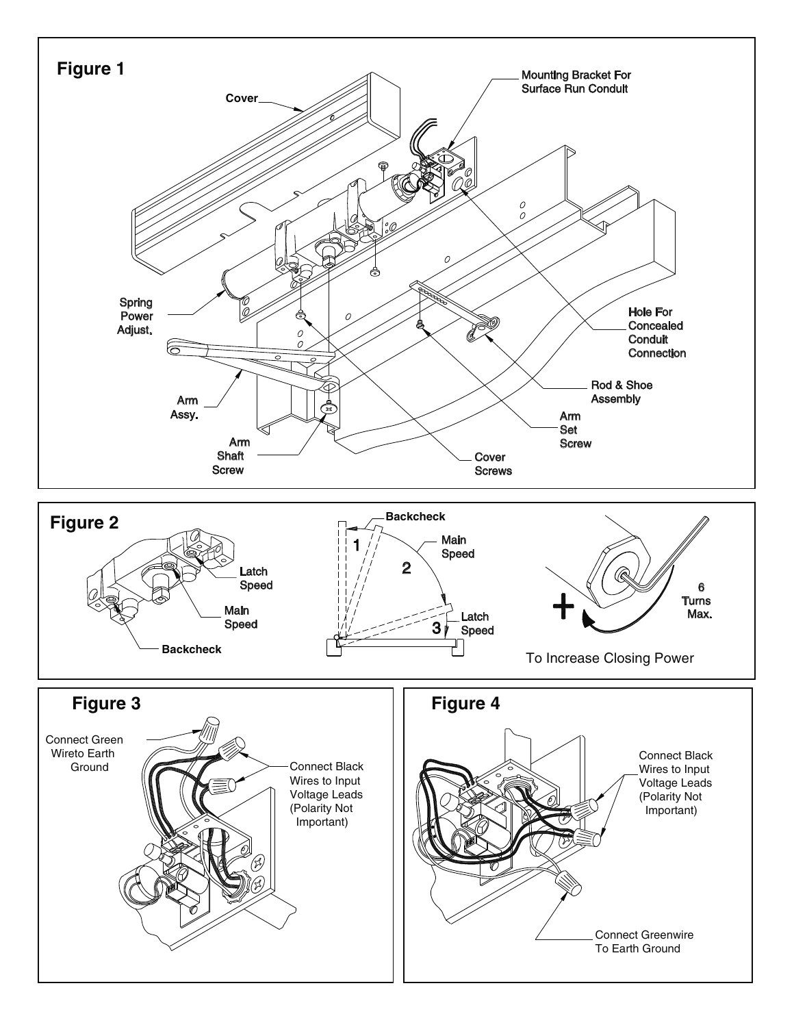## Figure 1

Cover

Mounting Bracket For Surface Run Conduit

Spring Power Adjust.

Hole For Concealed Conduit Connection

Rod & Shoe Assembly

Arm Assy.

Arm Set Screw

Arm Shaft Screw

Cover Screws

## Figure 2

Latch Speed

Main Speed

Backcheck

Backcheck

1

Main Speed

2

3

Latch Speed

6 Turns Max.

+

To Increase Closing Power

## Figure 3

Connect Green Wireto Earth Ground

Connect Black Wires to Input Voltage Leads (Polarity Not Important)

## Figure 4

Connect Black Wires to Input Voltage Leads (Polarity Not Important)

Connect Greenwire To Earth Ground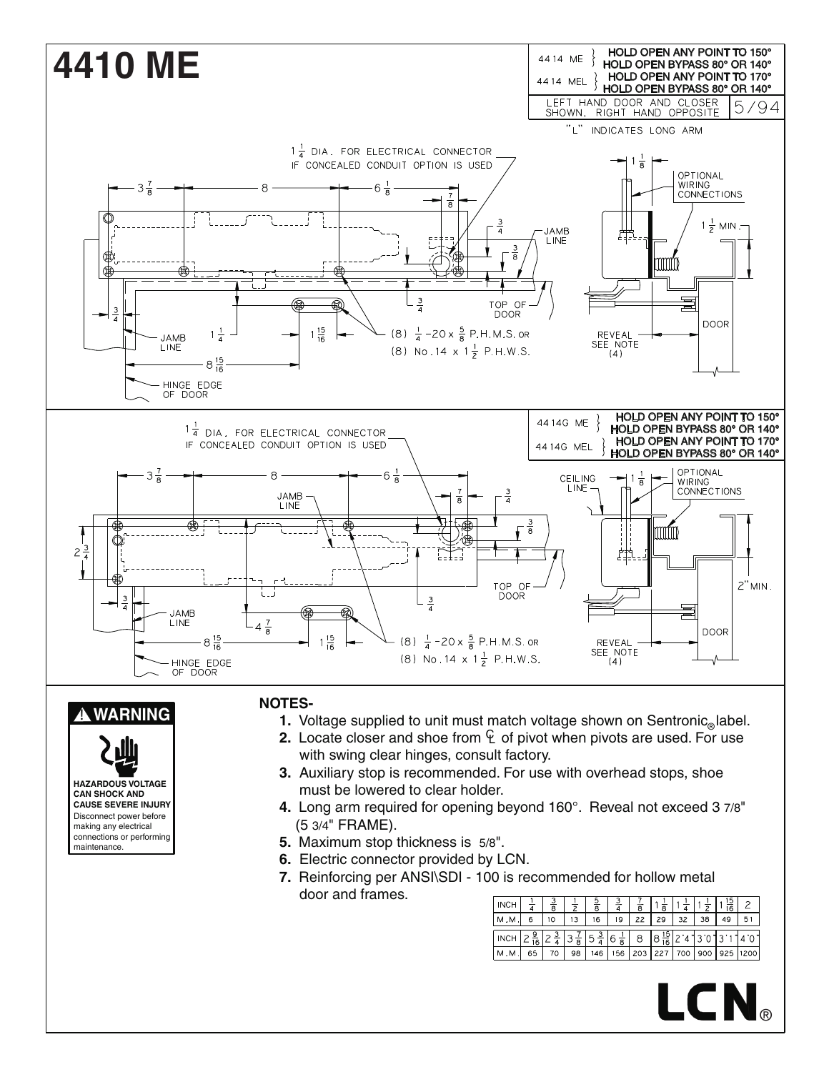# 4410 ME

4414 ME } HOLD OPEN ANY POINT TO 150° / HOLD OPEN BYPASS 80° OR 140°

4414 MEL } HOLD OPEN ANY POINT TO 170° / HOLD OPEN BYPASS 80° OR 140°

LEFT HAND DOOR AND CLOSER SHOWN, RIGHT HAND OPPOSITE — 5/94

"L" INDICATES LONG ARM

1 1/4 DIA. FOR ELECTRICAL CONNECTOR IF CONCEALED CONDUIT OPTION IS USED

(8) 1/4 -20 x 5/8 P.H.M.S. OR (8) No.14 x 1 1/2 P.H.W.S.

4414G ME } HOLD OPEN ANY POINT TO 150° / HOLD OPEN BYPASS 80° OR 140°

4414G MEL } HOLD OPEN ANY POINT TO 170° / HOLD OPEN BYPASS 80° OR 140°

1 1/4 DIA. FOR ELECTRICAL CONNECTOR IF CONCEALED CONDUIT OPTION IS USED

(8) 1/4 -20 x 5/8 P.H.M.S. OR (8) No.14 x 1 1/2 P.H.W.S.

**⚠ WARNING**

**HAZARDOUS VOLTAGE CAN SHOCK AND CAUSE SEVERE INJURY**

Disconnect power before making any electrical connections or performing maintenance.

## NOTES-

1. Voltage supplied to unit must match voltage shown on Sentronic® label.
2. Locate closer and shoe from ℄ of pivot when pivots are used. For use with swing clear hinges, consult factory.
3. Auxiliary stop is recommended. For use with overhead stops, shoe must be lowered to clear holder.
4. Long arm required for opening beyond 160°. Reveal not exceed 3 7/8" (5 3/4" FRAME).
5. Maximum stop thickness is 5/8".
6. Electric connector provided by LCN.
7. Reinforcing per ANSI\SDI - 100 is recommended for hollow metal door and frames.

| INCH | 1/4 | 3/8 | 1/2 | 5/8 | 3/4 | 7/8 | 1 1/8 | 1 1/4 | 1 1/2 | 1 15/16 | 2 |
|---|---|---|---|---|---|---|---|---|---|---|---|
| M.M. | 6 | 10 | 13 | 16 | 19 | 22 | 29 | 32 | 38 | 49 | 51 |
| INCH | 2 9/16 | 2 3/4 | 3 7/8 | 5 3/4 | 6 1/8 | 8 | 8 15/16 | 2'4" | 3'0" | 3'1" | 4'0" |
| M.M. | 65 | 70 | 98 | 146 | 156 | 203 | 227 | 700 | 900 | 925 | 1200 |

LCN®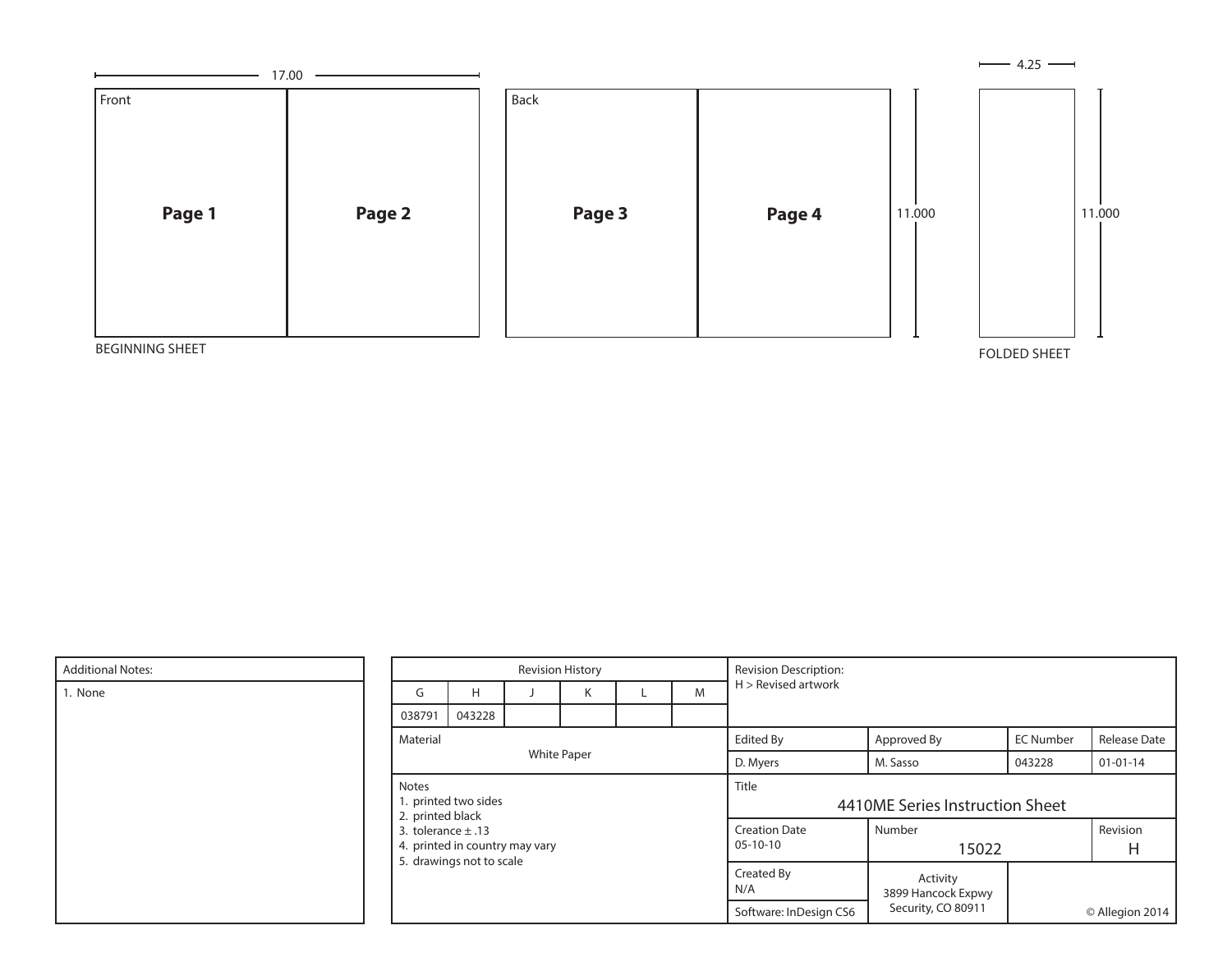17.00

Front

Page 1

Page 2

Back

Page 3

Page 4

11.000

BEGINNING SHEET

4.25

11.000

FOLDED SHEET

**Additional Notes:**

1. None

| Revision History | | | | | |
|---|---|---|---|---|---|
| G | H | J | K | L | M |
| 038791 | 043228 | | | | |

Material

White Paper

Notes
1. printed two sides
2. printed black
3. tolerance ± .13
4. printed in country may vary
5. drawings not to scale

Revision Description:
H > Revised artwork

| Edited By | Approved By | EC Number | Release Date |
|---|---|---|---|
| D. Myers | M. Sasso | 043228 | 01-01-14 |

Title
4410ME Series Instruction Sheet

| Creation Date | Number | Revision |
|---|---|---|
| 05-10-10 | 15022 | H |

Created By
N/A

Software: InDesign CS6

Activity
3899 Hancock Expwy
Security, CO 80911

© Allegion 2014